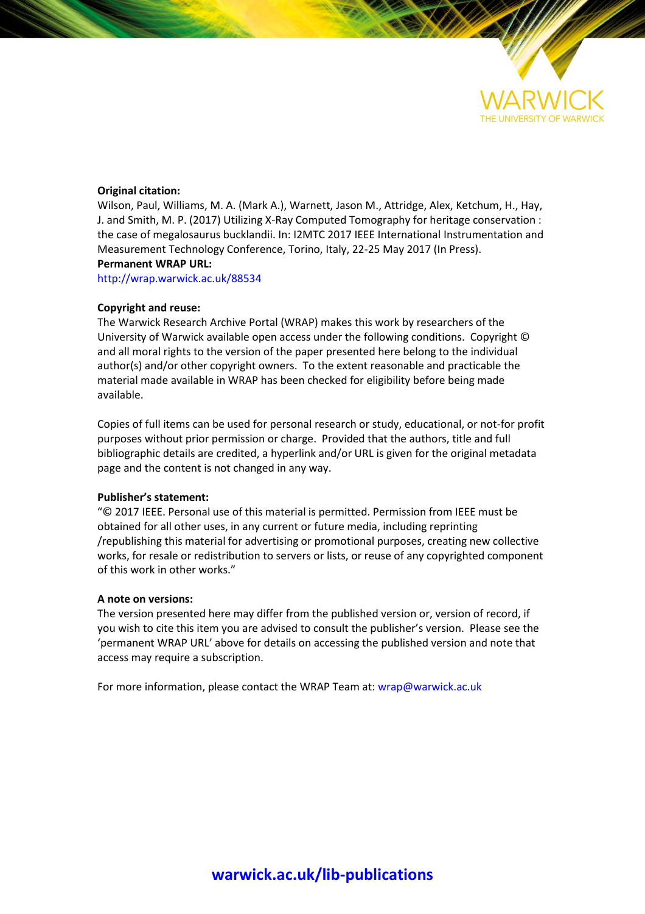WARWICK

THE UNIVERSITY OF WARWICK

**Original citation:**

Wilson, Paul, Williams, M. A. (Mark A.), Warnett, Jason M., Attridge, Alex, Ketchum, H., Hay, J. and Smith, M. P. (2017) Utilizing X-Ray Computed Tomography for heritage conservation : the case of megalosaurus bucklandii. In: I2MTC 2017 IEEE International Instrumentation and Measurement Technology Conference, Torino, Italy, 22-25 May 2017 (In Press).

**Permanent WRAP URL:**

http://wrap.warwick.ac.uk/88534

**Copyright and reuse:**

The Warwick Research Archive Portal (WRAP) makes this work by researchers of the University of Warwick available open access under the following conditions. Copyright © and all moral rights to the version of the paper presented here belong to the individual author(s) and/or other copyright owners. To the extent reasonable and practicable the material made available in WRAP has been checked for eligibility before being made available.

Copies of full items can be used for personal research or study, educational, or not-for profit purposes without prior permission or charge. Provided that the authors, title and full bibliographic details are credited, a hyperlink and/or URL is given for the original metadata page and the content is not changed in any way.

**Publisher's statement:**

"© 2017 IEEE. Personal use of this material is permitted. Permission from IEEE must be obtained for all other uses, in any current or future media, including reprinting /republishing this material for advertising or promotional purposes, creating new collective works, for resale or redistribution to servers or lists, or reuse of any copyrighted component of this work in other works."

**A note on versions:**

The version presented here may differ from the published version or, version of record, if you wish to cite this item you are advised to consult the publisher's version. Please see the 'permanent WRAP URL' above for details on accessing the published version and note that access may require a subscription.

For more information, please contact the WRAP Team at: wrap@warwick.ac.uk

**warwick.ac.uk/lib-publications**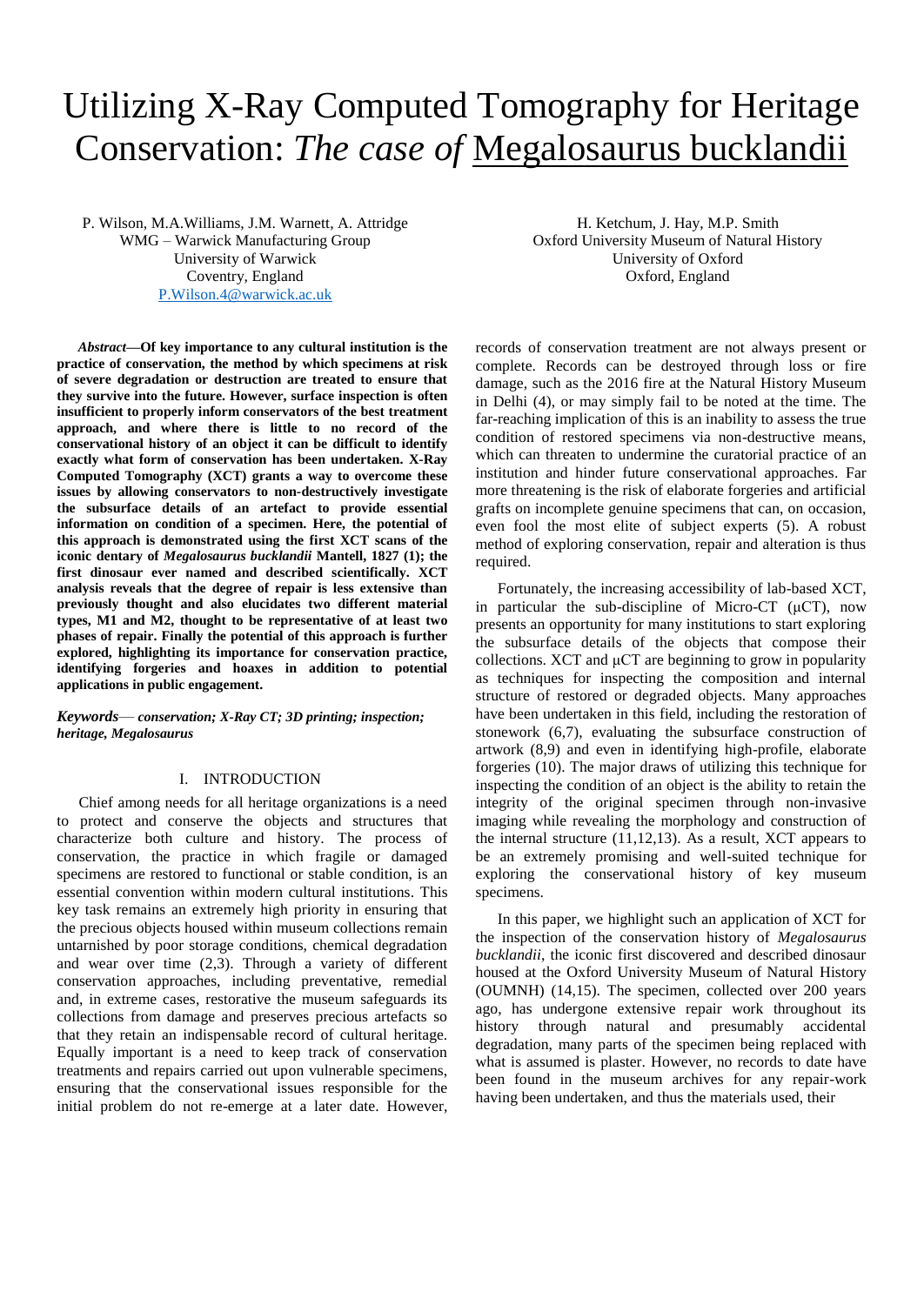# Utilizing X-Ray Computed Tomography for Heritage Conservation: *The case of* Megalosaurus bucklandii

P. Wilson, M.A.Williams, J.M. Warnett, A. Attridge
WMG – Warwick Manufacturing Group
University of Warwick
Coventry, England
P.Wilson.4@warwick.ac.uk

H. Ketchum, J. Hay, M.P. Smith
Oxford University Museum of Natural History
University of Oxford
Oxford, England

***Abstract*—Of key importance to any cultural institution is the practice of conservation, the method by which specimens at risk of severe degradation or destruction are treated to ensure that they survive into the future. However, surface inspection is often insufficient to properly inform conservators of the best treatment approach, and where there is little to no record of the conservational history of an object it can be difficult to identify exactly what form of conservation has been undertaken. X-Ray Computed Tomography (XCT) grants a way to overcome these issues by allowing conservators to non-destructively investigate the subsurface details of an artefact to provide essential information on condition of a specimen. Here, the potential of this approach is demonstrated using the first XCT scans of the iconic dentary of *Megalosaurus bucklandii* Mantell, 1827 (1); the first dinosaur ever named and described scientifically. XCT analysis reveals that the degree of repair is less extensive than previously thought and also elucidates two different material types, M1 and M2, thought to be representative of at least two phases of repair. Finally the potential of this approach is further explored, highlighting its importance for conservation practice, identifying forgeries and hoaxes in addition to potential applications in public engagement.**

***Keywords*— *conservation; X-Ray CT; 3D printing; inspection; heritage, Megalosaurus***

## I. INTRODUCTION

Chief among needs for all heritage organizations is a need to protect and conserve the objects and structures that characterize both culture and history. The process of conservation, the practice in which fragile or damaged specimens are restored to functional or stable condition, is an essential convention within modern cultural institutions. This key task remains an extremely high priority in ensuring that the precious objects housed within museum collections remain untarnished by poor storage conditions, chemical degradation and wear over time (2,3). Through a variety of different conservation approaches, including preventative, remedial and, in extreme cases, restorative the museum safeguards its collections from damage and preserves precious artefacts so that they retain an indispensable record of cultural heritage. Equally important is a need to keep track of conservation treatments and repairs carried out upon vulnerable specimens, ensuring that the conservational issues responsible for the initial problem do not re-emerge at a later date. However, records of conservation treatment are not always present or complete. Records can be destroyed through loss or fire damage, such as the 2016 fire at the Natural History Museum in Delhi (4), or may simply fail to be noted at the time. The far-reaching implication of this is an inability to assess the true condition of restored specimens via non-destructive means, which can threaten to undermine the curatorial practice of an institution and hinder future conservational approaches. Far more threatening is the risk of elaborate forgeries and artificial grafts on incomplete genuine specimens that can, on occasion, even fool the most elite of subject experts (5). A robust method of exploring conservation, repair and alteration is thus required.

Fortunately, the increasing accessibility of lab-based XCT, in particular the sub-discipline of Micro-CT (μCT), now presents an opportunity for many institutions to start exploring the subsurface details of the objects that compose their collections. XCT and μCT are beginning to grow in popularity as techniques for inspecting the composition and internal structure of restored or degraded objects. Many approaches have been undertaken in this field, including the restoration of stonework (6,7), evaluating the subsurface construction of artwork (8,9) and even in identifying high-profile, elaborate forgeries (10). The major draws of utilizing this technique for inspecting the condition of an object is the ability to retain the integrity of the original specimen through non-invasive imaging while revealing the morphology and construction of the internal structure (11,12,13). As a result, XCT appears to be an extremely promising and well-suited technique for exploring the conservational history of key museum specimens.

In this paper, we highlight such an application of XCT for the inspection of the conservation history of *Megalosaurus bucklandii*, the iconic first discovered and described dinosaur housed at the Oxford University Museum of Natural History (OUMNH) (14,15). The specimen, collected over 200 years ago, has undergone extensive repair work throughout its history through natural and presumably accidental degradation, many parts of the specimen being replaced with what is assumed is plaster. However, no records to date have been found in the museum archives for any repair-work having been undertaken, and thus the materials used, their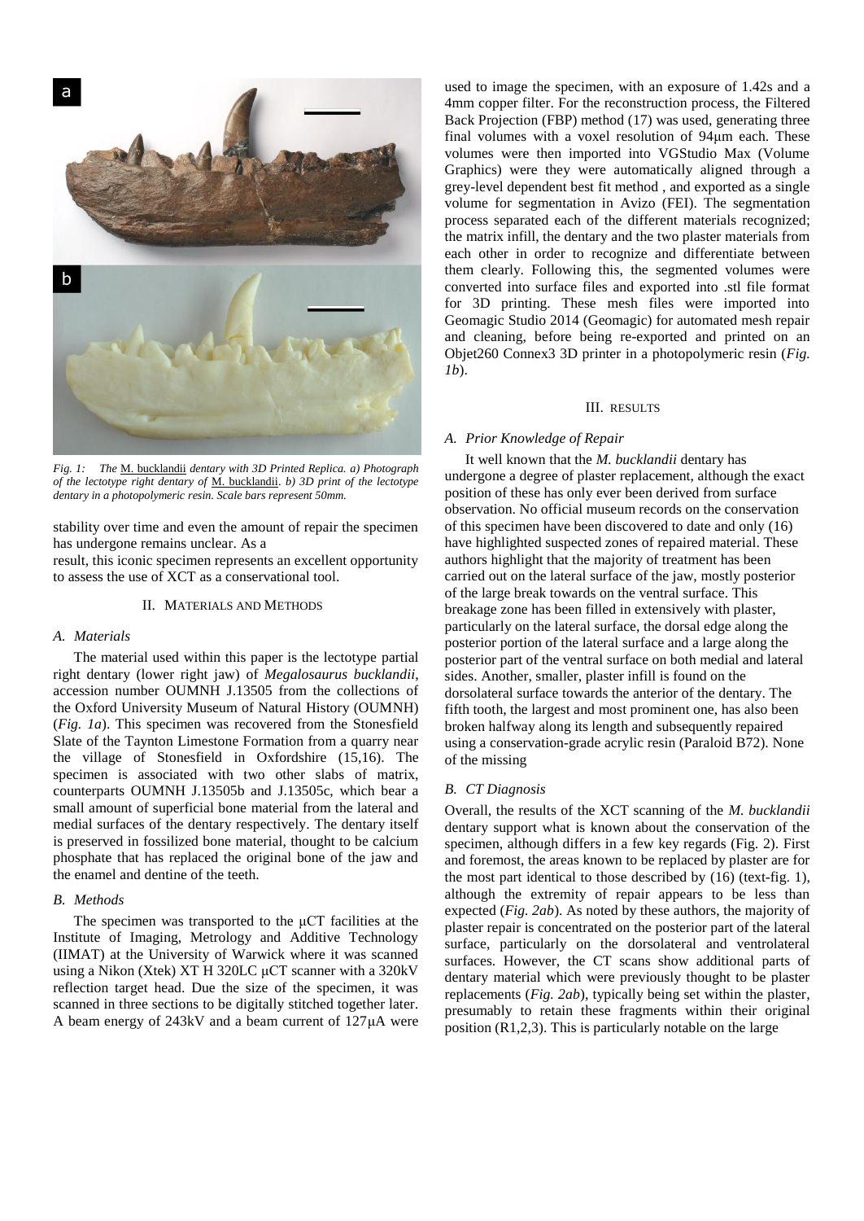*Fig. 1: The* M. bucklandii *dentary with 3D Printed Replica. a) Photograph of the lectotype right dentary of* M. bucklandii*. b) 3D print of the lectotype dentary in a photopolymeric resin. Scale bars represent 50mm.*

stability over time and even the amount of repair the specimen has undergone remains unclear. As a result, this iconic specimen represents an excellent opportunity to assess the use of XCT as a conservational tool.

## II. Materials and Methods

### A. Materials

The material used within this paper is the lectotype partial right dentary (lower right jaw) of *Megalosaurus bucklandii*, accession number OUMNH J.13505 from the collections of the Oxford University Museum of Natural History (OUMNH) (*Fig. 1a*). This specimen was recovered from the Stonesfield Slate of the Taynton Limestone Formation from a quarry near the village of Stonesfield in Oxfordshire (15,16). The specimen is associated with two other slabs of matrix, counterparts OUMNH J.13505b and J.13505c, which bear a small amount of superficial bone material from the lateral and medial surfaces of the dentary respectively. The dentary itself is preserved in fossilized bone material, thought to be calcium phosphate that has replaced the original bone of the jaw and the enamel and dentine of the teeth.

### B. Methods

The specimen was transported to the μCT facilities at the Institute of Imaging, Metrology and Additive Technology (IIMAT) at the University of Warwick where it was scanned using a Nikon (Xtek) XT H 320LC μCT scanner with a 320kV reflection target head. Due the size of the specimen, it was scanned in three sections to be digitally stitched together later. A beam energy of 243kV and a beam current of 127μA were used to image the specimen, with an exposure of 1.42s and a 4mm copper filter. For the reconstruction process, the Filtered Back Projection (FBP) method (17) was used, generating three final volumes with a voxel resolution of 94μm each. These volumes were then imported into VGStudio Max (Volume Graphics) were they were automatically aligned through a grey-level dependent best fit method , and exported as a single volume for segmentation in Avizo (FEI). The segmentation process separated each of the different materials recognized; the matrix infill, the dentary and the two plaster materials from each other in order to recognize and differentiate between them clearly. Following this, the segmented volumes were converted into surface files and exported into .stl file format for 3D printing. These mesh files were imported into Geomagic Studio 2014 (Geomagic) for automated mesh repair and cleaning, before being re-exported and printed on an Objet260 Connex3 3D printer in a photopolymeric resin (*Fig. 1b*).

## III. Results

### A. Prior Knowledge of Repair

It well known that the *M. bucklandii* dentary has undergone a degree of plaster replacement, although the exact position of these has only ever been derived from surface observation. No official museum records on the conservation of this specimen have been discovered to date and only (16) have highlighted suspected zones of repaired material. These authors highlight that the majority of treatment has been carried out on the lateral surface of the jaw, mostly posterior of the large break towards on the ventral surface. This breakage zone has been filled in extensively with plaster, particularly on the lateral surface, the dorsal edge along the posterior portion of the lateral surface and a large along the posterior part of the ventral surface on both medial and lateral sides. Another, smaller, plaster infill is found on the dorsolateral surface towards the anterior of the dentary. The fifth tooth, the largest and most prominent one, has also been broken halfway along its length and subsequently repaired using a conservation-grade acrylic resin (Paraloid B72). None of the missing

### B. CT Diagnosis

Overall, the results of the XCT scanning of the *M. bucklandii* dentary support what is known about the conservation of the specimen, although differs in a few key regards (Fig. 2). First and foremost, the areas known to be replaced by plaster are for the most part identical to those described by (16) (text-fig. 1), although the extremity of repair appears to be less than expected (*Fig. 2ab*). As noted by these authors, the majority of plaster repair is concentrated on the posterior part of the lateral surface, particularly on the dorsolateral and ventrolateral surfaces. However, the CT scans show additional parts of dentary material which were previously thought to be plaster replacements (*Fig. 2ab*), typically being set within the plaster, presumably to retain these fragments within their original position (R1,2,3). This is particularly notable on the large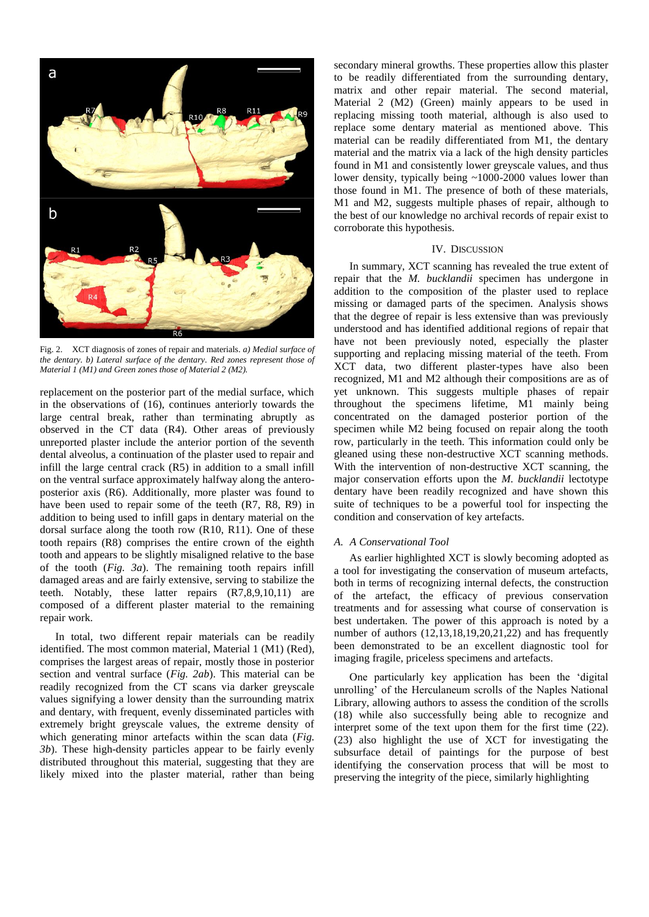Fig. 2. XCT diagnosis of zones of repair and materials. *a) Medial surface of the dentary. b) Lateral surface of the dentary. Red zones represent those of Material 1 (M1) and Green zones those of Material 2 (M2).*

replacement on the posterior part of the medial surface, which in the observations of (16), continues anteriorly towards the large central break, rather than terminating abruptly as observed in the CT data (R4). Other areas of previously unreported plaster include the anterior portion of the seventh dental alveolus, a continuation of the plaster used to repair and infill the large central crack (R5) in addition to a small infill on the ventral surface approximately halfway along the antero-posterior axis (R6). Additionally, more plaster was found to have been used to repair some of the teeth (R7, R8, R9) in addition to being used to infill gaps in dentary material on the dorsal surface along the tooth row (R10, R11). One of these tooth repairs (R8) comprises the entire crown of the eighth tooth and appears to be slightly misaligned relative to the base of the tooth (*Fig. 3a*). The remaining tooth repairs infill damaged areas and are fairly extensive, serving to stabilize the teeth. Notably, these latter repairs (R7,8,9,10,11) are composed of a different plaster material to the remaining repair work.

In total, two different repair materials can be readily identified. The most common material, Material 1 (M1) (Red), comprises the largest areas of repair, mostly those in posterior section and ventral surface (*Fig. 2ab*). This material can be readily recognized from the CT scans via darker greyscale values signifying a lower density than the surrounding matrix and dentary, with frequent, evenly disseminated particles with extremely bright greyscale values, the extreme density of which generating minor artefacts within the scan data (*Fig. 3b*). These high-density particles appear to be fairly evenly distributed throughout this material, suggesting that they are likely mixed into the plaster material, rather than being secondary mineral growths. These properties allow this plaster to be readily differentiated from the surrounding dentary, matrix and other repair material. The second material, Material 2 (M2) (Green) mainly appears to be used in replacing missing tooth material, although is also used to replace some dentary material as mentioned above. This material can be readily differentiated from M1, the dentary material and the matrix via a lack of the high density particles found in M1 and consistently lower greyscale values, and thus lower density, typically being ~1000-2000 values lower than those found in M1. The presence of both of these materials, M1 and M2, suggests multiple phases of repair, although to the best of our knowledge no archival records of repair exist to corroborate this hypothesis.

## IV. Discussion

In summary, XCT scanning has revealed the true extent of repair that the *M. bucklandii* specimen has undergone in addition to the composition of the plaster used to replace missing or damaged parts of the specimen. Analysis shows that the degree of repair is less extensive than was previously understood and has identified additional regions of repair that have not been previously noted, especially the plaster supporting and replacing missing material of the teeth. From XCT data, two different plaster-types have also been recognized, M1 and M2 although their compositions are as of yet unknown. This suggests multiple phases of repair throughout the specimens lifetime, M1 mainly being concentrated on the damaged posterior portion of the specimen while M2 being focused on repair along the tooth row, particularly in the teeth. This information could only be gleaned using these non-destructive XCT scanning methods. With the intervention of non-destructive XCT scanning, the major conservation efforts upon the *M. bucklandii* lectotype dentary have been readily recognized and have shown this suite of techniques to be a powerful tool for inspecting the condition and conservation of key artefacts.

### *A. A Conservational Tool*

As earlier highlighted XCT is slowly becoming adopted as a tool for investigating the conservation of museum artefacts, both in terms of recognizing internal defects, the construction of the artefact, the efficacy of previous conservation treatments and for assessing what course of conservation is best undertaken. The power of this approach is noted by a number of authors (12,13,18,19,20,21,22) and has frequently been demonstrated to be an excellent diagnostic tool for imaging fragile, priceless specimens and artefacts.

One particularly key application has been the 'digital unrolling' of the Herculaneum scrolls of the Naples National Library, allowing authors to assess the condition of the scrolls (18) while also successfully being able to recognize and interpret some of the text upon them for the first time (22). (23) also highlight the use of XCT for investigating the subsurface detail of paintings for the purpose of best identifying the conservation process that will be most to preserving the integrity of the piece, similarly highlighting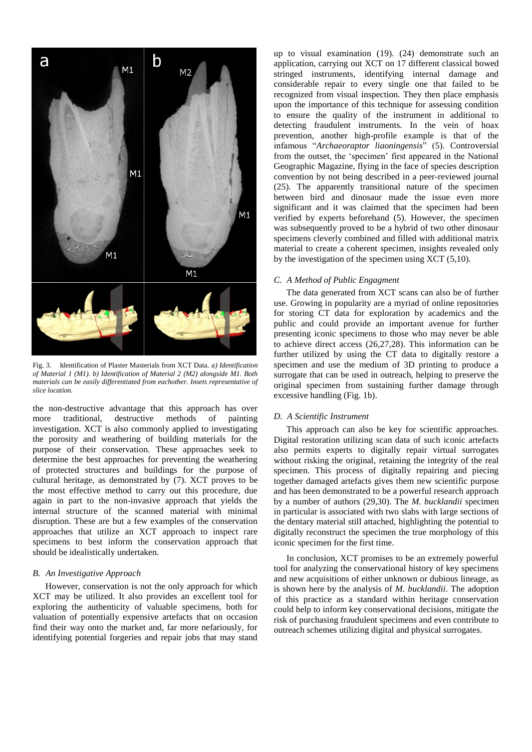Fig. 3. Identification of Plaster Masterials from XCT Data. *a) Identification of Material 1 (M1). b) Identification of Material 2 (M2) alongside M1. Both materials can be easily differentiated from eachother. Insets representative of slice location.*

the non-destructive advantage that this approach has over more traditional, destructive methods of painting investigation. XCT is also commonly applied to investigating the porosity and weathering of building materials for the purpose of their conservation. These approaches seek to determine the best approaches for preventing the weathering of protected structures and buildings for the purpose of cultural heritage, as demonstrated by (7). XCT proves to be the most effective method to carry out this procedure, due again in part to the non-invasive approach that yields the internal structure of the scanned material with minimal disruption. These are but a few examples of the conservation approaches that utilize an XCT approach to inspect rare specimens to best inform the conservation approach that should be idealistically undertaken.

### B. An Investigative Approach

However, conservation is not the only approach for which XCT may be utilized. It also provides an excellent tool for exploring the authenticity of valuable specimens, both for valuation of potentially expensive artefacts that on occasion find their way onto the market and, far more nefariously, for identifying potential forgeries and repair jobs that may stand up to visual examination (19). (24) demonstrate such an application, carrying out XCT on 17 different classical bowed stringed instruments, identifying internal damage and considerable repair to every single one that failed to be recognized from visual inspection. They then place emphasis upon the importance of this technique for assessing condition to ensure the quality of the instrument in additional to detecting fraudulent instruments. In the vein of hoax prevention, another high-profile example is that of the infamous "*Archaeoraptor liaoningensis*" (5). Controversial from the outset, the 'specimen' first appeared in the National Geographic Magazine, flying in the face of species description convention by not being described in a peer-reviewed journal (25). The apparently transitional nature of the specimen between bird and dinosaur made the issue even more significant and it was claimed that the specimen had been verified by experts beforehand (5). However, the specimen was subsequently proved to be a hybrid of two other dinosaur specimens cleverly combined and filled with additional matrix material to create a coherent specimen, insights revealed only by the investigation of the specimen using XCT (5,10).

### C. A Method of Public Engagment

The data generated from XCT scans can also be of further use. Growing in popularity are a myriad of online repositories for storing CT data for exploration by academics and the public and could provide an important avenue for further presenting iconic specimens to those who may never be able to achieve direct access (26,27,28). This information can be further utilized by using the CT data to digitally restore a specimen and use the medium of 3D printing to produce a surrogate that can be used in outreach, helping to preserve the original specimen from sustaining further damage through excessive handling (Fig. 1b).

### D. A Scientific Instrument

This approach can also be key for scientific approaches. Digital restoration utilizing scan data of such iconic artefacts also permits experts to digitally repair virtual surrogates without risking the original, retaining the integrity of the real specimen. This process of digitally repairing and piecing together damaged artefacts gives them new scientific purpose and has been demonstrated to be a powerful research approach by a number of authors (29,30). The *M. bucklandii* specimen in particular is associated with two slabs with large sections of the dentary material still attached, highlighting the potential to digitally reconstruct the specimen the true morphology of this iconic specimen for the first time.

In conclusion, XCT promises to be an extremely powerful tool for analyzing the conservational history of key specimens and new acquisitions of either unknown or dubious lineage, as is shown here by the analysis of *M. bucklandii*. The adoption of this practice as a standard within heritage conservation could help to inform key conservational decisions, mitigate the risk of purchasing fraudulent specimens and even contribute to outreach schemes utilizing digital and physical surrogates.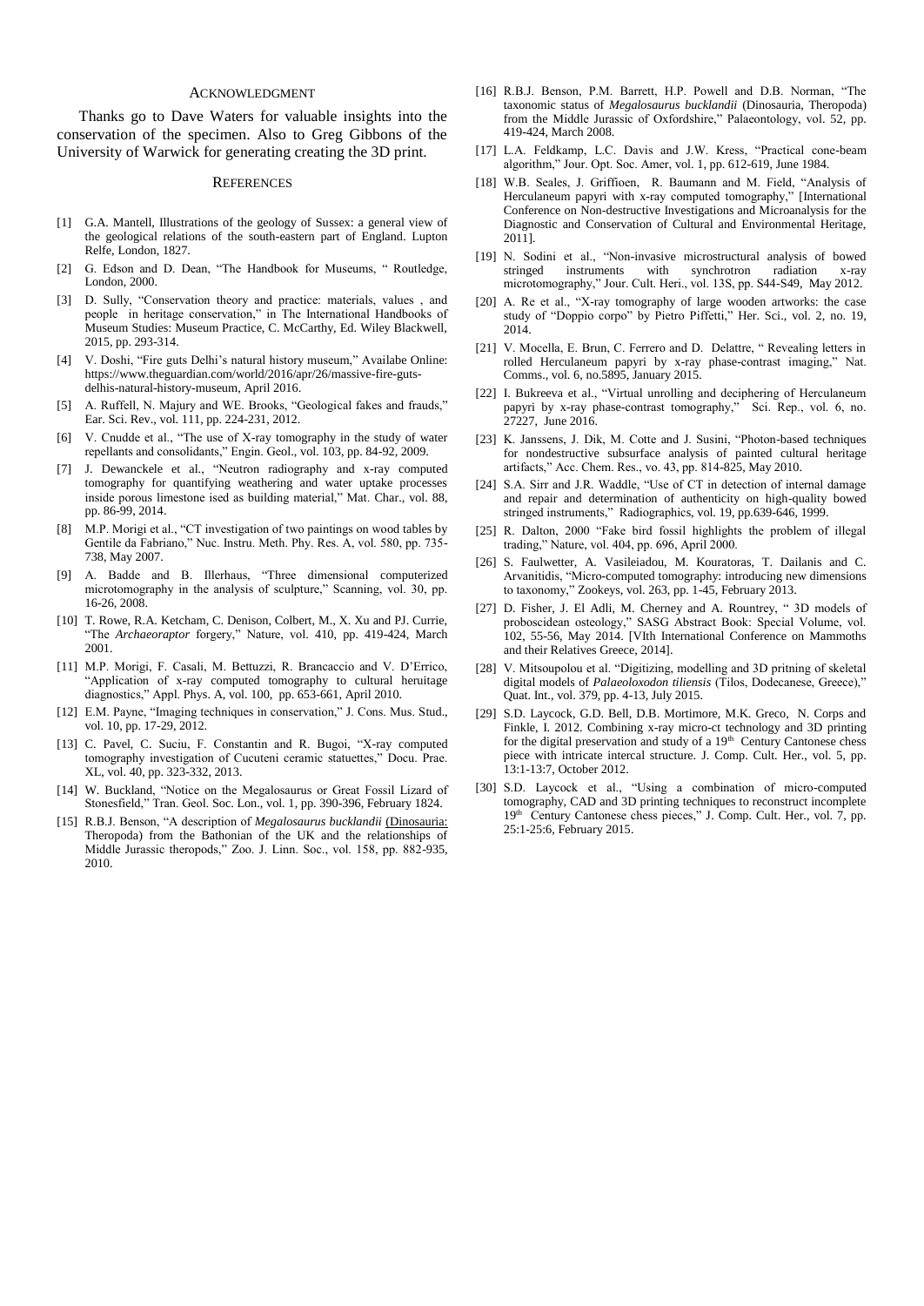## ACKNOWLEDGMENT

Thanks go to Dave Waters for valuable insights into the conservation of the specimen. Also to Greg Gibbons of the University of Warwick for generating creating the 3D print.

## REFERENCES

[1] G.A. Mantell, Illustrations of the geology of Sussex: a general view of the geological relations of the south-eastern part of England. Lupton Relfe, London, 1827.

[2] G. Edson and D. Dean, "The Handbook for Museums, " Routledge, London, 2000.

[3] D. Sully, "Conservation theory and practice: materials, values , and people in heritage conservation," in The International Handbooks of Museum Studies: Museum Practice, C. McCarthy, Ed. Wiley Blackwell, 2015, pp. 293-314.

[4] V. Doshi, "Fire guts Delhi's natural history museum," Availabe Online: https://www.theguardian.com/world/2016/apr/26/massive-fire-guts-delhis-natural-history-museum, April 2016.

[5] A. Ruffell, N. Majury and WE. Brooks, "Geological fakes and frauds," Ear. Sci. Rev., vol. 111, pp. 224-231, 2012.

[6] V. Cnudde et al., "The use of X-ray tomography in the study of water repellants and consolidants," Engin. Geol., vol. 103, pp. 84-92, 2009.

[7] J. Dewanckele et al., "Neutron radiography and x-ray computed tomography for quantifying weathering and water uptake processes inside porous limestone ised as building material," Mat. Char., vol. 88, pp. 86-99, 2014.

[8] M.P. Morigi et al., "CT investigation of two paintings on wood tables by Gentile da Fabriano," Nuc. Instru. Meth. Phy. Res. A, vol. 580, pp. 735-738, May 2007.

[9] A. Badde and B. Illerhaus, "Three dimensional computerized microtomography in the analysis of sculpture," Scanning, vol. 30, pp. 16-26, 2008.

[10] T. Rowe, R.A. Ketcham, C. Denison, Colbert, M., X. Xu and PJ. Currie, "The *Archaeoraptor* forgery," Nature, vol. 410, pp. 419-424, March 2001.

[11] M.P. Morigi, F. Casali, M. Bettuzzi, R. Brancaccio and V. D'Errico, "Application of x-ray computed tomography to cultural heruitage diagnostics," Appl. Phys. A, vol. 100, pp. 653-661, April 2010.

[12] E.M. Payne, "Imaging techniques in conservation," J. Cons. Mus. Stud., vol. 10, pp. 17-29, 2012.

[13] C. Pavel, C. Suciu, F. Constantin and R. Bugoi, "X-ray computed tomography investigation of Cucuteni ceramic statuettes," Docu. Prae. XL, vol. 40, pp. 323-332, 2013.

[14] W. Buckland, "Notice on the Megalosaurus or Great Fossil Lizard of Stonesfield," Tran. Geol. Soc. Lon., vol. 1, pp. 390-396, February 1824.

[15] R.B.J. Benson, "A description of *Megalosaurus bucklandii* Dinosauria: Theropoda) from the Bathonian of the UK and the relationships of Middle Jurassic theropods," Zoo. J. Linn. Soc., vol. 158, pp. 882-935, 2010.

[16] R.B.J. Benson, P.M. Barrett, H.P. Powell and D.B. Norman, "The taxonomic status of *Megalosaurus bucklandii* (Dinosauria, Theropoda) from the Middle Jurassic of Oxfordshire," Palaeontology, vol. 52, pp. 419-424, March 2008.

[17] L.A. Feldkamp, L.C. Davis and J.W. Kress, "Practical cone-beam algorithm," Jour. Opt. Soc. Amer, vol. 1, pp. 612-619, June 1984.

[18] W.B. Seales, J. Griffioen, R. Baumann and M. Field, "Analysis of Herculaneum papyri with x-ray computed tomography," [International Conference on Non-destructive Investigations and Microanalysis for the Diagnostic and Conservation of Cultural and Environmental Heritage, 2011].

[19] N. Sodini et al., "Non-invasive microstructural analysis of bowed stringed instruments with synchrotron radiation x-ray microtomography," Jour. Cult. Heri., vol. 13S, pp. S44-S49, May 2012.

[20] A. Re et al., "X-ray tomography of large wooden artworks: the case study of "Doppio corpo" by Pietro Piffetti," Her. Sci., vol. 2, no. 19, 2014.

[21] V. Mocella, E. Brun, C. Ferrero and D. Delattre, " Revealing letters in rolled Herculaneum papyri by x-ray phase-contrast imaging," Nat. Comms., vol. 6, no.5895, January 2015.

[22] I. Bukreeva et al., "Virtual unrolling and deciphering of Herculaneum papyri by x-ray phase-contrast tomography," Sci. Rep., vol. 6, no. 27227, June 2016.

[23] K. Janssens, J. Dik, M. Cotte and J. Susini, "Photon-based techniques for nondestructive subsurface analysis of painted cultural heritage artifacts," Acc. Chem. Res., vo. 43, pp. 814-825, May 2010.

[24] S.A. Sirr and J.R. Waddle, "Use of CT in detection of internal damage and repair and determination of authenticity on high-quality bowed stringed instruments," Radiographics, vol. 19, pp.639-646, 1999.

[25] R. Dalton, 2000 "Fake bird fossil highlights the problem of illegal trading," Nature, vol. 404, pp. 696, April 2000.

[26] S. Faulwetter, A. Vasileiadou, M. Kouratoras, T. Dailanis and C. Arvanitidis, "Micro-computed tomography: introducing new dimensions to taxonomy," Zookeys, vol. 263, pp. 1-45, February 2013.

[27] D. Fisher, J. El Adli, M. Cherney and A. Rountrey, " 3D models of proboscidean osteology," SASG Abstract Book: Special Volume, vol. 102, 55-56, May 2014. [VIth International Conference on Mammoths and their Relatives Greece, 2014].

[28] V. Mitsoupolou et al. "Digitizing, modelling and 3D pritning of skeletal digital models of *Palaeoloxodon tiliensis* (Tilos, Dodecanese, Greece)," Quat. Int., vol. 379, pp. 4-13, July 2015.

[29] S.D. Laycock, G.D. Bell, D.B. Mortimore, M.K. Greco, N. Corps and Finkle, I. 2012. Combining x-ray micro-ct technology and 3D printing for the digital preservation and study of a 19th Century Cantonese chess piece with intricate intercal structure. J. Comp. Cult. Her., vol. 5, pp. 13:1-13:7, October 2012.

[30] S.D. Laycock et al., "Using a combination of micro-computed tomography, CAD and 3D printing techniques to reconstruct incomplete 19th Century Cantonese chess pieces," J. Comp. Cult. Her., vol. 7, pp. 25:1-25:6, February 2015.